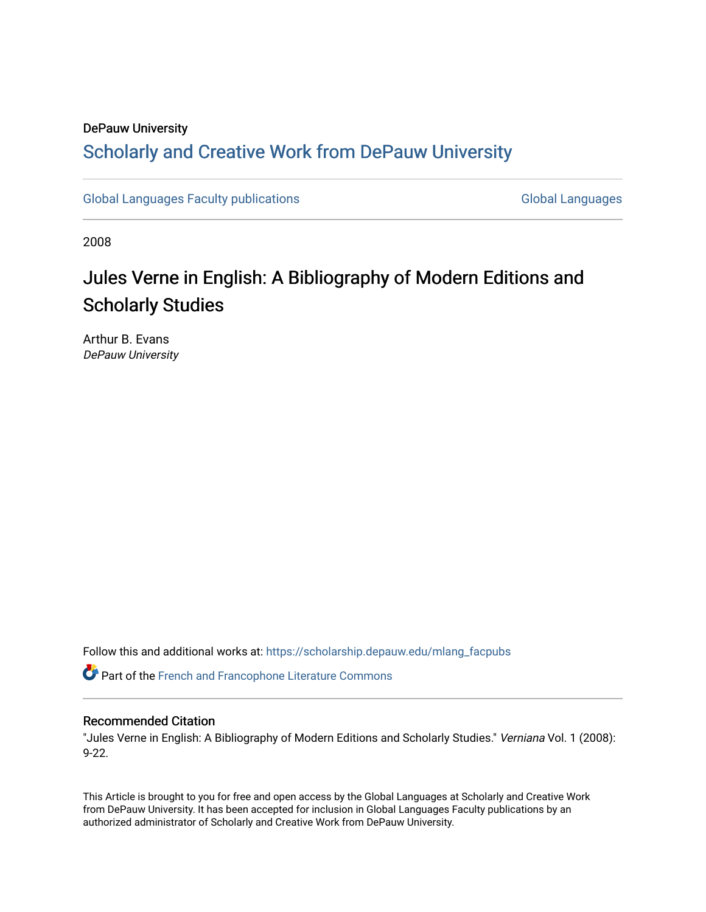DePauw University

## Scholarly and Creative Work from DePauw University

Global Languages Faculty publications

Global Languages

2008

# Jules Verne in English: A Bibliography of Modern Editions and Scholarly Studies

Arthur B. Evans
*DePauw University*

Follow this and additional works at: https://scholarship.depauw.edu/mlang_facpubs

Part of the French and Francophone Literature Commons

### Recommended Citation

"Jules Verne in English: A Bibliography of Modern Editions and Scholarly Studies." *Verniana* Vol. 1 (2008): 9-22.

This Article is brought to you for free and open access by the Global Languages at Scholarly and Creative Work from DePauw University. It has been accepted for inclusion in Global Languages Faculty publications by an authorized administrator of Scholarly and Creative Work from DePauw University.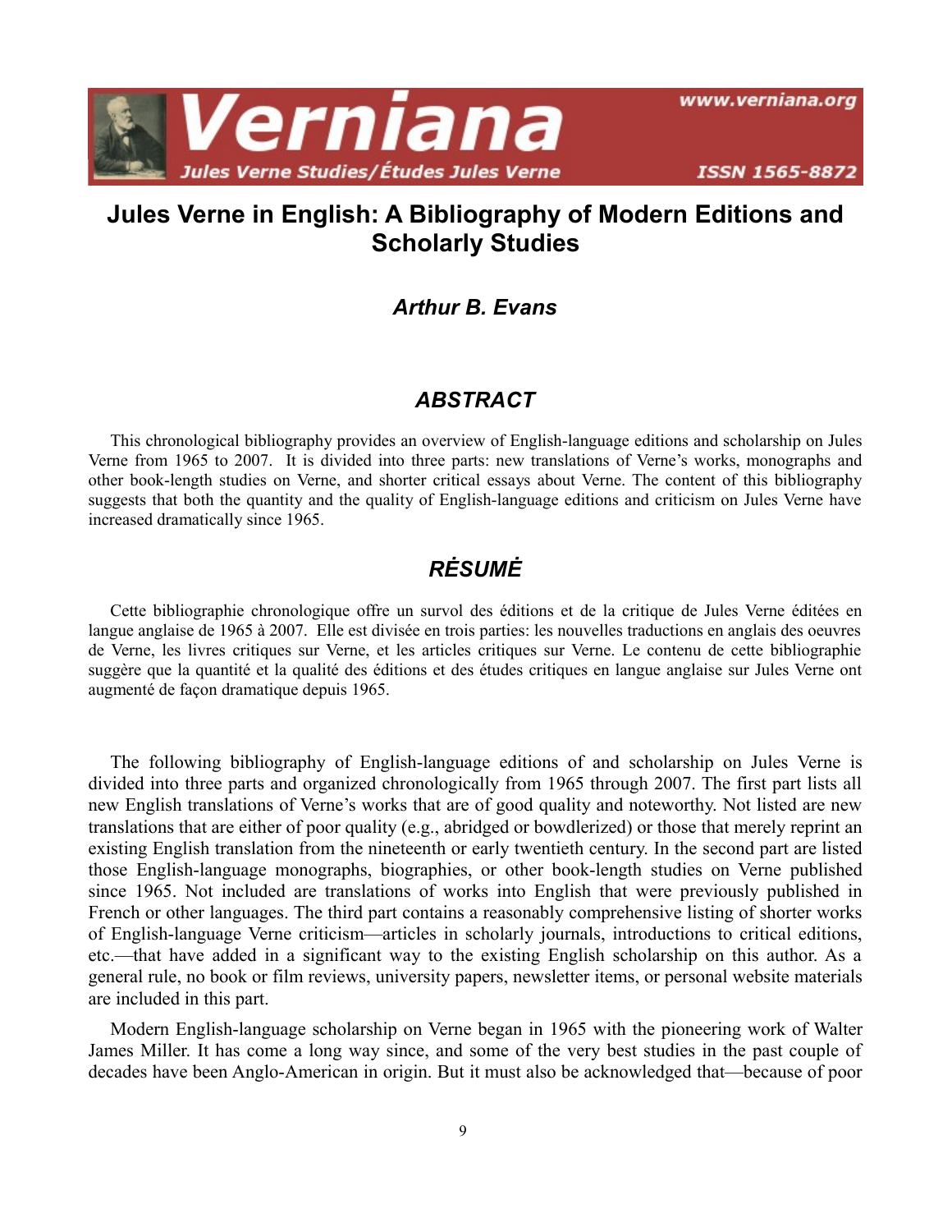# Jules Verne in English: A Bibliography of Modern Editions and Scholarly Studies

### *Arthur B. Evans*

## *ABSTRACT*

This chronological bibliography provides an overview of English-language editions and scholarship on Jules Verne from 1965 to 2007. It is divided into three parts: new translations of Verne's works, monographs and other book-length studies on Verne, and shorter critical essays about Verne. The content of this bibliography suggests that both the quantity and the quality of English-language editions and criticism on Jules Verne have increased dramatically since 1965.

## *RĖSUMĖ*

Cette bibliographie chronologique offre un survol des éditions et de la critique de Jules Verne éditées en langue anglaise de 1965 à 2007. Elle est divisée en trois parties: les nouvelles traductions en anglais des oeuvres de Verne, les livres critiques sur Verne, et les articles critiques sur Verne. Le contenu de cette bibliographie suggère que la quantité et la qualité des éditions et des études critiques en langue anglaise sur Jules Verne ont augmenté de façon dramatique depuis 1965.

The following bibliography of English-language editions of and scholarship on Jules Verne is divided into three parts and organized chronologically from 1965 through 2007. The first part lists all new English translations of Verne's works that are of good quality and noteworthy. Not listed are new translations that are either of poor quality (e.g., abridged or bowdlerized) or those that merely reprint an existing English translation from the nineteenth or early twentieth century. In the second part are listed those English-language monographs, biographies, or other book-length studies on Verne published since 1965. Not included are translations of works into English that were previously published in French or other languages. The third part contains a reasonably comprehensive listing of shorter works of English-language Verne criticism—articles in scholarly journals, introductions to critical editions, etc.—that have added in a significant way to the existing English scholarship on this author. As a general rule, no book or film reviews, university papers, newsletter items, or personal website materials are included in this part.

Modern English-language scholarship on Verne began in 1965 with the pioneering work of Walter James Miller. It has come a long way since, and some of the very best studies in the past couple of decades have been Anglo-American in origin. But it must also be acknowledged that—because of poor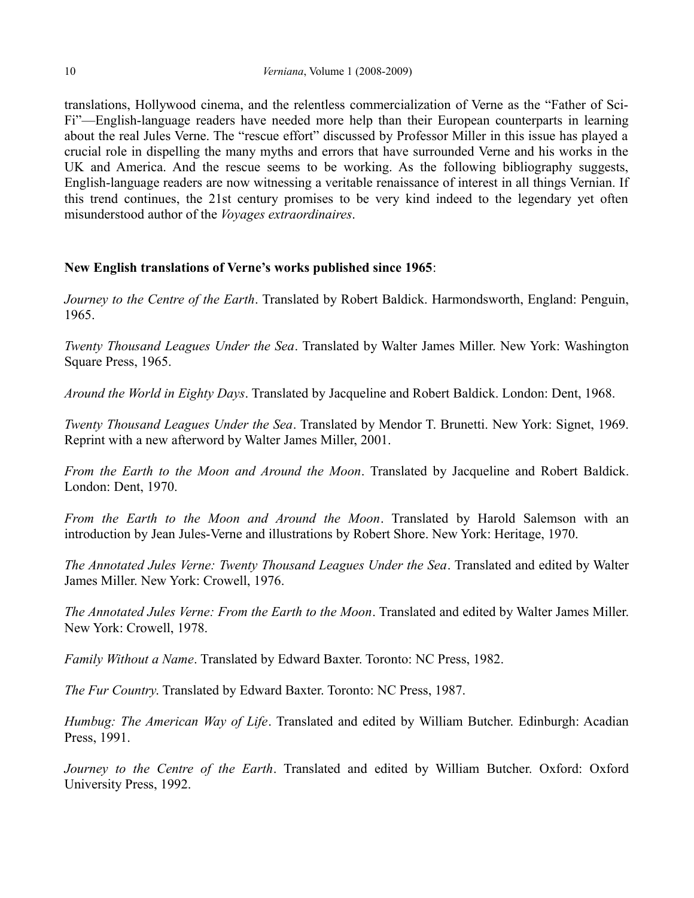translations, Hollywood cinema, and the relentless commercialization of Verne as the "Father of Sci-Fi"—English-language readers have needed more help than their European counterparts in learning about the real Jules Verne. The "rescue effort" discussed by Professor Miller in this issue has played a crucial role in dispelling the many myths and errors that have surrounded Verne and his works in the UK and America. And the rescue seems to be working. As the following bibliography suggests, English-language readers are now witnessing a veritable renaissance of interest in all things Vernian. If this trend continues, the 21st century promises to be very kind indeed to the legendary yet often misunderstood author of the *Voyages extraordinaires*.

**New English translations of Verne's works published since 1965**:

*Journey to the Centre of the Earth*. Translated by Robert Baldick. Harmondsworth, England: Penguin, 1965.

*Twenty Thousand Leagues Under the Sea*. Translated by Walter James Miller. New York: Washington Square Press, 1965.

*Around the World in Eighty Days*. Translated by Jacqueline and Robert Baldick. London: Dent, 1968.

*Twenty Thousand Leagues Under the Sea*. Translated by Mendor T. Brunetti. New York: Signet, 1969. Reprint with a new afterword by Walter James Miller, 2001.

*From the Earth to the Moon and Around the Moon*. Translated by Jacqueline and Robert Baldick. London: Dent, 1970.

*From the Earth to the Moon and Around the Moon*. Translated by Harold Salemson with an introduction by Jean Jules-Verne and illustrations by Robert Shore. New York: Heritage, 1970.

*The Annotated Jules Verne: Twenty Thousand Leagues Under the Sea*. Translated and edited by Walter James Miller. New York: Crowell, 1976.

*The Annotated Jules Verne: From the Earth to the Moon*. Translated and edited by Walter James Miller. New York: Crowell, 1978.

*Family Without a Name*. Translated by Edward Baxter. Toronto: NC Press, 1982.

*The Fur Country*. Translated by Edward Baxter. Toronto: NC Press, 1987.

*Humbug: The American Way of Life*. Translated and edited by William Butcher. Edinburgh: Acadian Press, 1991.

*Journey to the Centre of the Earth*. Translated and edited by William Butcher. Oxford: Oxford University Press, 1992.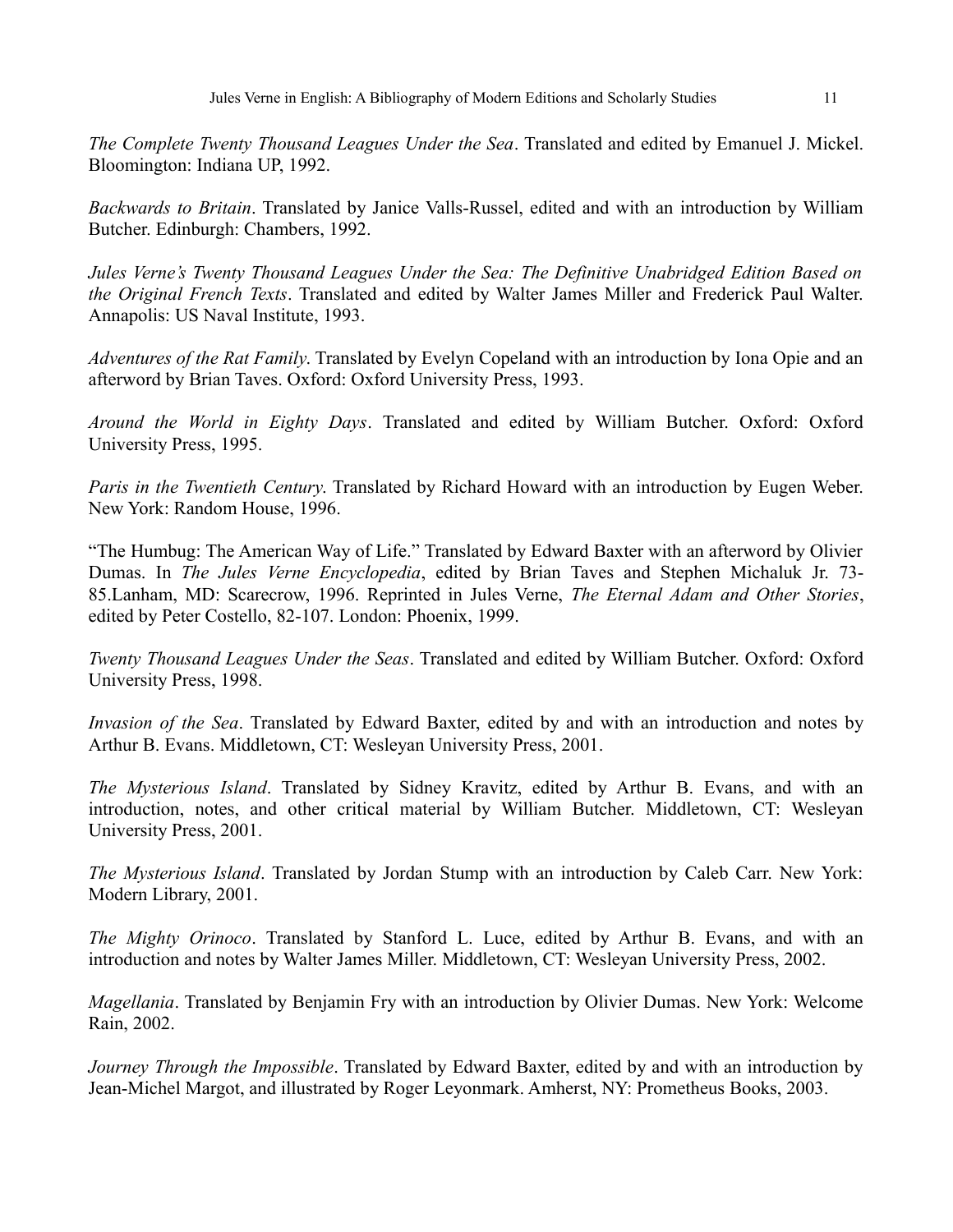*The Complete Twenty Thousand Leagues Under the Sea*. Translated and edited by Emanuel J. Mickel. Bloomington: Indiana UP, 1992.

*Backwards to Britain*. Translated by Janice Valls-Russel, edited and with an introduction by William Butcher. Edinburgh: Chambers, 1992.

*Jules Verne's Twenty Thousand Leagues Under the Sea: The Definitive Unabridged Edition Based on the Original French Texts*. Translated and edited by Walter James Miller and Frederick Paul Walter. Annapolis: US Naval Institute, 1993.

*Adventures of the Rat Family*. Translated by Evelyn Copeland with an introduction by Iona Opie and an afterword by Brian Taves. Oxford: Oxford University Press, 1993.

*Around the World in Eighty Days*. Translated and edited by William Butcher. Oxford: Oxford University Press, 1995.

*Paris in the Twentieth Century*. Translated by Richard Howard with an introduction by Eugen Weber. New York: Random House, 1996.

"The Humbug: The American Way of Life." Translated by Edward Baxter with an afterword by Olivier Dumas. In *The Jules Verne Encyclopedia*, edited by Brian Taves and Stephen Michaluk Jr. 73-85.Lanham, MD: Scarecrow, 1996. Reprinted in Jules Verne, *The Eternal Adam and Other Stories*, edited by Peter Costello, 82-107. London: Phoenix, 1999.

*Twenty Thousand Leagues Under the Seas*. Translated and edited by William Butcher. Oxford: Oxford University Press, 1998.

*Invasion of the Sea*. Translated by Edward Baxter, edited by and with an introduction and notes by Arthur B. Evans. Middletown, CT: Wesleyan University Press, 2001.

*The Mysterious Island*. Translated by Sidney Kravitz, edited by Arthur B. Evans, and with an introduction, notes, and other critical material by William Butcher. Middletown, CT: Wesleyan University Press, 2001.

*The Mysterious Island*. Translated by Jordan Stump with an introduction by Caleb Carr. New York: Modern Library, 2001.

*The Mighty Orinoco*. Translated by Stanford L. Luce, edited by Arthur B. Evans, and with an introduction and notes by Walter James Miller. Middletown, CT: Wesleyan University Press, 2002.

*Magellania*. Translated by Benjamin Fry with an introduction by Olivier Dumas. New York: Welcome Rain, 2002.

*Journey Through the Impossible*. Translated by Edward Baxter, edited by and with an introduction by Jean-Michel Margot, and illustrated by Roger Leyonmark. Amherst, NY: Prometheus Books, 2003.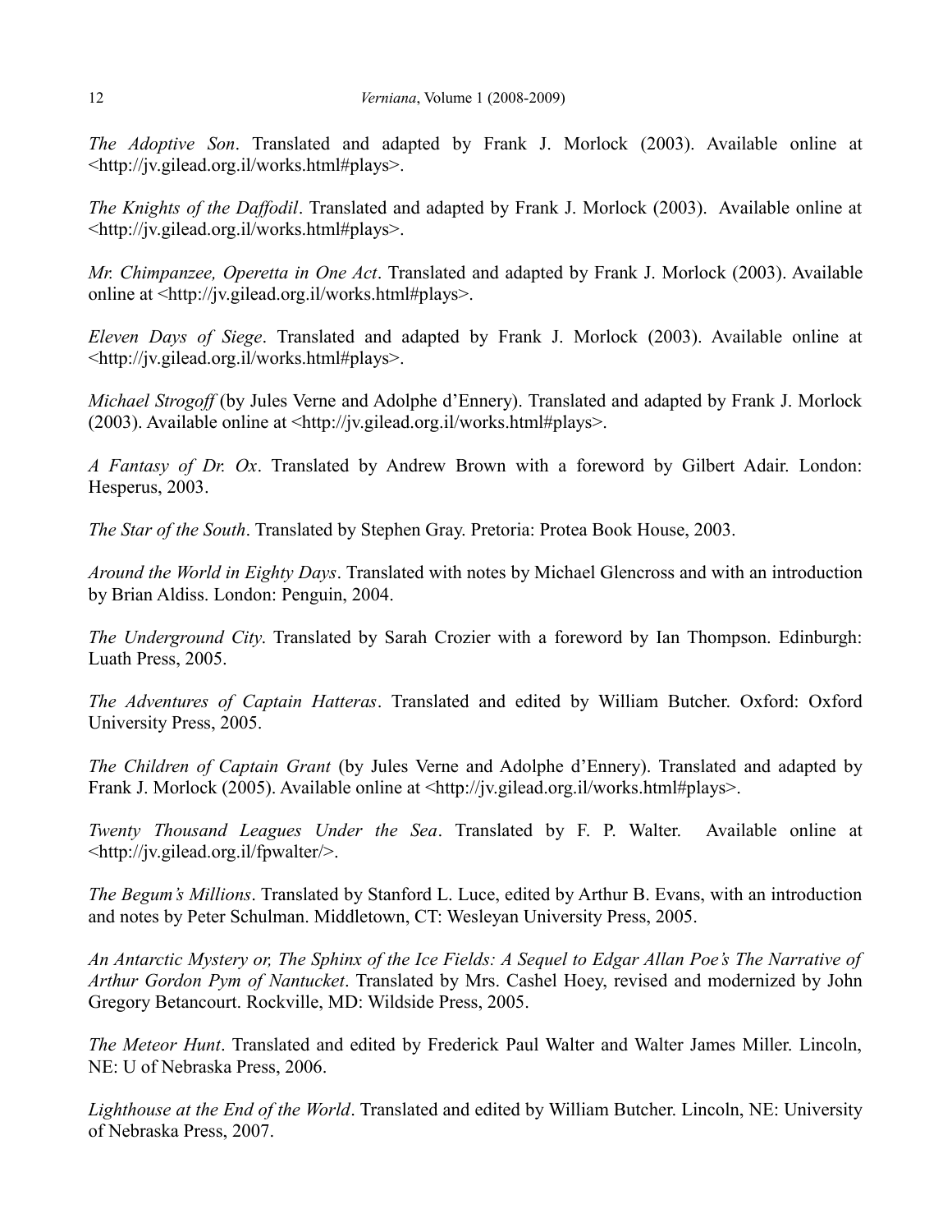*The Adoptive Son*. Translated and adapted by Frank J. Morlock (2003). Available online at <http://jv.gilead.org.il/works.html#plays>.

*The Knights of the Daffodil*. Translated and adapted by Frank J. Morlock (2003). Available online at <http://jv.gilead.org.il/works.html#plays>.

*Mr. Chimpanzee, Operetta in One Act*. Translated and adapted by Frank J. Morlock (2003). Available online at <http://jv.gilead.org.il/works.html#plays>.

*Eleven Days of Siege*. Translated and adapted by Frank J. Morlock (2003). Available online at <http://jv.gilead.org.il/works.html#plays>.

*Michael Strogoff* (by Jules Verne and Adolphe d'Ennery). Translated and adapted by Frank J. Morlock (2003). Available online at <http://jv.gilead.org.il/works.html#plays>.

*A Fantasy of Dr. Ox*. Translated by Andrew Brown with a foreword by Gilbert Adair. London: Hesperus, 2003.

*The Star of the South*. Translated by Stephen Gray. Pretoria: Protea Book House, 2003.

*Around the World in Eighty Days*. Translated with notes by Michael Glencross and with an introduction by Brian Aldiss. London: Penguin, 2004.

*The Underground City*. Translated by Sarah Crozier with a foreword by Ian Thompson. Edinburgh: Luath Press, 2005.

*The Adventures of Captain Hatteras*. Translated and edited by William Butcher. Oxford: Oxford University Press, 2005.

*The Children of Captain Grant* (by Jules Verne and Adolphe d'Ennery). Translated and adapted by Frank J. Morlock (2005). Available online at <http://jv.gilead.org.il/works.html#plays>.

*Twenty Thousand Leagues Under the Sea*. Translated by F. P. Walter. Available online at <http://jv.gilead.org.il/fpwalter/>.

*The Begum's Millions*. Translated by Stanford L. Luce, edited by Arthur B. Evans, with an introduction and notes by Peter Schulman. Middletown, CT: Wesleyan University Press, 2005.

*An Antarctic Mystery or, The Sphinx of the Ice Fields: A Sequel to Edgar Allan Poe's The Narrative of Arthur Gordon Pym of Nantucket*. Translated by Mrs. Cashel Hoey, revised and modernized by John Gregory Betancourt. Rockville, MD: Wildside Press, 2005.

*The Meteor Hunt*. Translated and edited by Frederick Paul Walter and Walter James Miller. Lincoln, NE: U of Nebraska Press, 2006.

*Lighthouse at the End of the World*. Translated and edited by William Butcher. Lincoln, NE: University of Nebraska Press, 2007.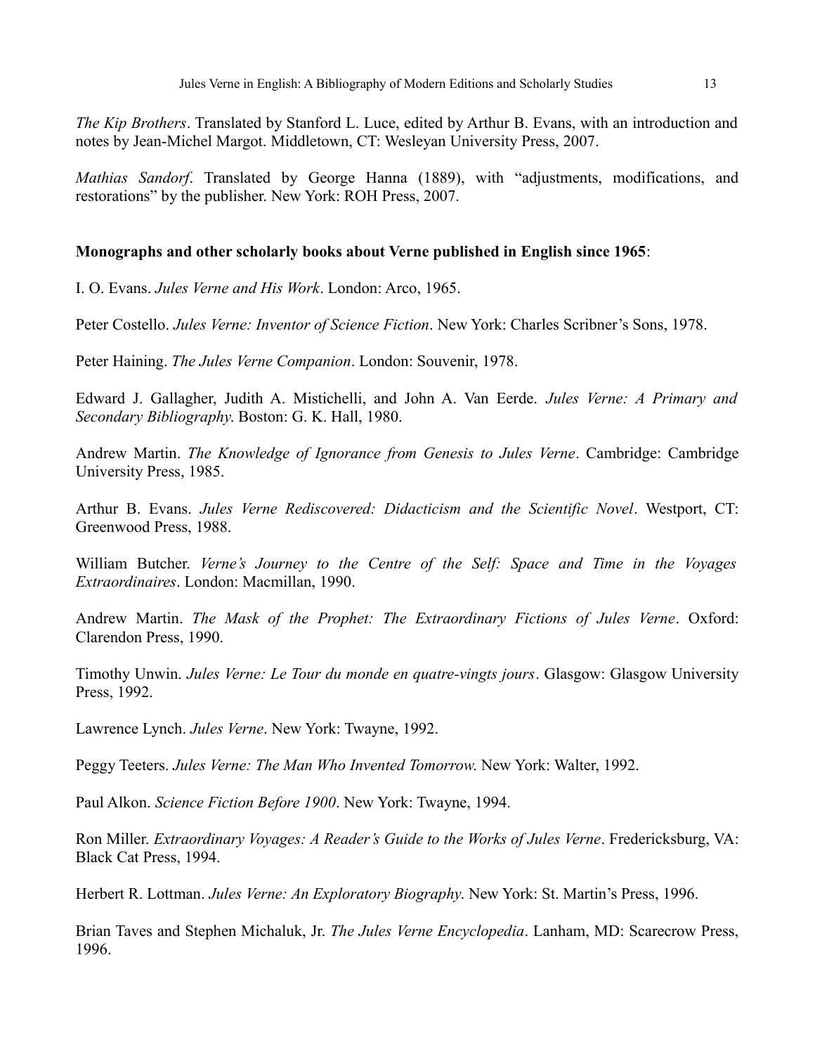*The Kip Brothers*. Translated by Stanford L. Luce, edited by Arthur B. Evans, with an introduction and notes by Jean-Michel Margot. Middletown, CT: Wesleyan University Press, 2007.

*Mathias Sandorf*. Translated by George Hanna (1889), with "adjustments, modifications, and restorations" by the publisher. New York: ROH Press, 2007.

**Monographs and other scholarly books about Verne published in English since 1965**:

I. O. Evans. *Jules Verne and His Work*. London: Arco, 1965.

Peter Costello. *Jules Verne: Inventor of Science Fiction*. New York: Charles Scribner's Sons, 1978.

Peter Haining. *The Jules Verne Companion*. London: Souvenir, 1978.

Edward J. Gallagher, Judith A. Mistichelli, and John A. Van Eerde. *Jules Verne: A Primary and Secondary Bibliography*. Boston: G. K. Hall, 1980.

Andrew Martin. *The Knowledge of Ignorance from Genesis to Jules Verne*. Cambridge: Cambridge University Press, 1985.

Arthur B. Evans. *Jules Verne Rediscovered: Didacticism and the Scientific Novel*. Westport, CT: Greenwood Press, 1988.

William Butcher. *Verne's Journey to the Centre of the Self: Space and Time in the Voyages Extraordinaires*. London: Macmillan, 1990.

Andrew Martin. *The Mask of the Prophet: The Extraordinary Fictions of Jules Verne*. Oxford: Clarendon Press, 1990.

Timothy Unwin. *Jules Verne: Le Tour du monde en quatre-vingts jours*. Glasgow: Glasgow University Press, 1992.

Lawrence Lynch. *Jules Verne*. New York: Twayne, 1992.

Peggy Teeters. *Jules Verne: The Man Who Invented Tomorrow*. New York: Walter, 1992.

Paul Alkon. *Science Fiction Before 1900*. New York: Twayne, 1994.

Ron Miller. *Extraordinary Voyages: A Reader's Guide to the Works of Jules Verne*. Fredericksburg, VA: Black Cat Press, 1994.

Herbert R. Lottman. *Jules Verne: An Exploratory Biography*. New York: St. Martin's Press, 1996.

Brian Taves and Stephen Michaluk, Jr. *The Jules Verne Encyclopedia*. Lanham, MD: Scarecrow Press, 1996.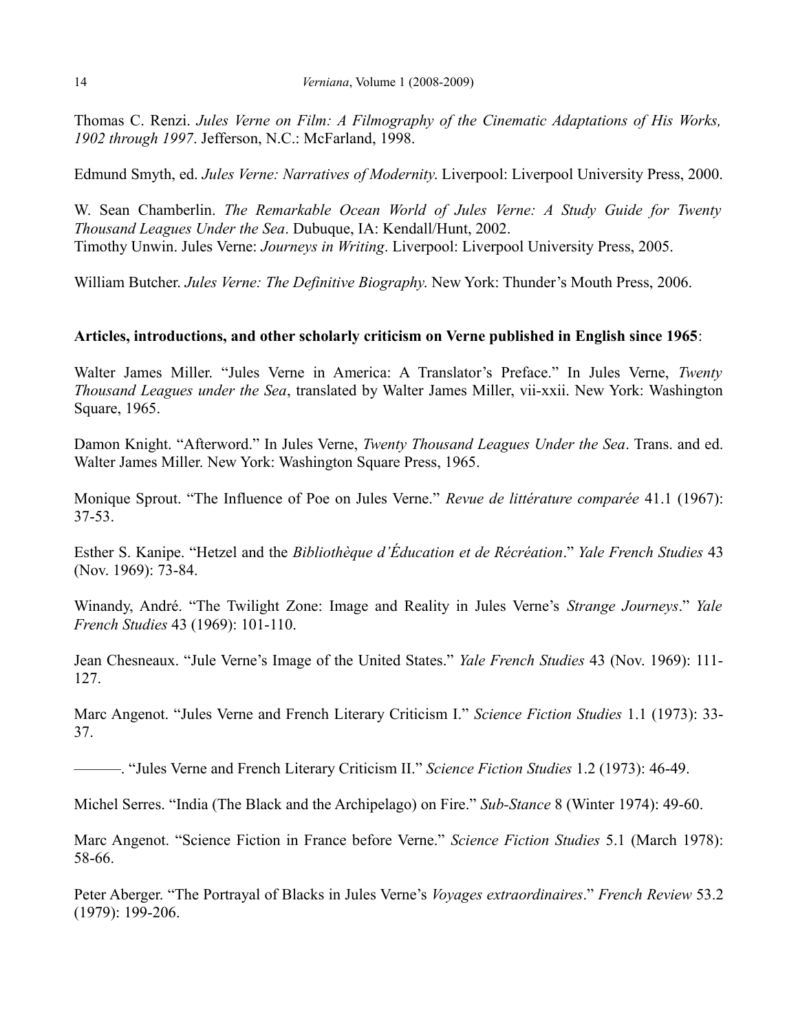Thomas C. Renzi. *Jules Verne on Film: A Filmography of the Cinematic Adaptations of His Works, 1902 through 1997*. Jefferson, N.C.: McFarland, 1998.

Edmund Smyth, ed. *Jules Verne: Narratives of Modernity*. Liverpool: Liverpool University Press, 2000.

W. Sean Chamberlin. *The Remarkable Ocean World of Jules Verne: A Study Guide for Twenty Thousand Leagues Under the Sea*. Dubuque, IA: Kendall/Hunt, 2002.
Timothy Unwin. Jules Verne: *Journeys in Writing*. Liverpool: Liverpool University Press, 2005.

William Butcher. *Jules Verne: The Definitive Biography*. New York: Thunder's Mouth Press, 2006.

**Articles, introductions, and other scholarly criticism on Verne published in English since 1965**:

Walter James Miller. "Jules Verne in America: A Translator's Preface." In Jules Verne, *Twenty Thousand Leagues under the Sea*, translated by Walter James Miller, vii-xxii. New York: Washington Square, 1965.

Damon Knight. "Afterword." In Jules Verne, *Twenty Thousand Leagues Under the Sea*. Trans. and ed. Walter James Miller. New York: Washington Square Press, 1965.

Monique Sprout. "The Influence of Poe on Jules Verne." *Revue de littérature comparée* 41.1 (1967): 37-53.

Esther S. Kanipe. "Hetzel and the *Bibliothèque d'Éducation et de Récréation*." *Yale French Studies* 43 (Nov. 1969): 73-84.

Winandy, André. "The Twilight Zone: Image and Reality in Jules Verne's *Strange Journeys*." *Yale French Studies* 43 (1969): 101-110.

Jean Chesneaux. "Jule Verne's Image of the United States." *Yale French Studies* 43 (Nov. 1969): 111-127.

Marc Angenot. "Jules Verne and French Literary Criticism I." *Science Fiction Studies* 1.1 (1973): 33-37.

———. "Jules Verne and French Literary Criticism II." *Science Fiction Studies* 1.2 (1973): 46-49.

Michel Serres. "India (The Black and the Archipelago) on Fire." *Sub-Stance* 8 (Winter 1974): 49-60.

Marc Angenot. "Science Fiction in France before Verne." *Science Fiction Studies* 5.1 (March 1978): 58-66.

Peter Aberger. "The Portrayal of Blacks in Jules Verne's *Voyages extraordinaires*." *French Review* 53.2 (1979): 199-206.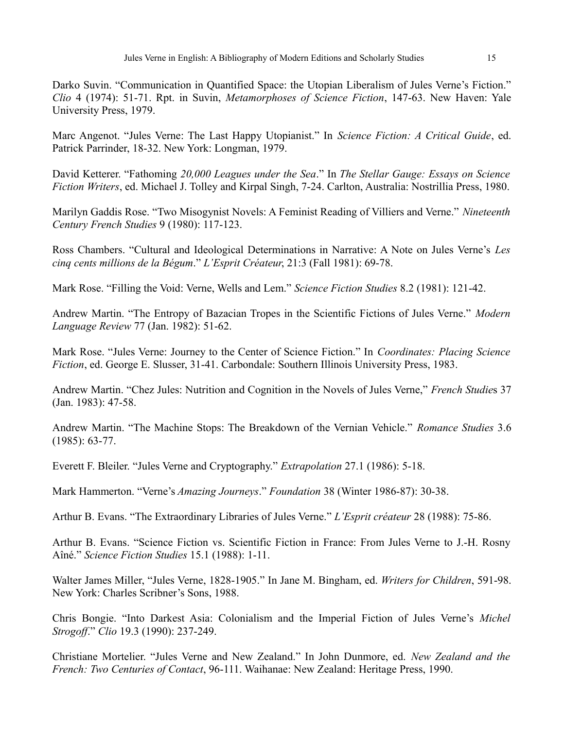Darko Suvin. "Communication in Quantified Space: the Utopian Liberalism of Jules Verne's Fiction." *Clio* 4 (1974): 51-71. Rpt. in Suvin, *Metamorphoses of Science Fiction*, 147-63. New Haven: Yale University Press, 1979.

Marc Angenot. "Jules Verne: The Last Happy Utopianist." In *Science Fiction: A Critical Guide*, ed. Patrick Parrinder, 18-32. New York: Longman, 1979.

David Ketterer. "Fathoming *20,000 Leagues under the Sea*." In *The Stellar Gauge: Essays on Science Fiction Writers*, ed. Michael J. Tolley and Kirpal Singh, 7-24. Carlton, Australia: Nostrillia Press, 1980.

Marilyn Gaddis Rose. "Two Misogynist Novels: A Feminist Reading of Villiers and Verne." *Nineteenth Century French Studies* 9 (1980): 117-123.

Ross Chambers. "Cultural and Ideological Determinations in Narrative: A Note on Jules Verne's *Les cinq cents millions de la Bégum*." *L'Esprit Créateur*, 21:3 (Fall 1981): 69-78.

Mark Rose. "Filling the Void: Verne, Wells and Lem." *Science Fiction Studies* 8.2 (1981): 121-42.

Andrew Martin. "The Entropy of Bazacian Tropes in the Scientific Fictions of Jules Verne." *Modern Language Review* 77 (Jan. 1982): 51-62.

Mark Rose. "Jules Verne: Journey to the Center of Science Fiction." In *Coordinates: Placing Science Fiction*, ed. George E. Slusser, 31-41. Carbondale: Southern Illinois University Press, 1983.

Andrew Martin. "Chez Jules: Nutrition and Cognition in the Novels of Jules Verne," *French Studies* 37 (Jan. 1983): 47-58.

Andrew Martin. "The Machine Stops: The Breakdown of the Vernian Vehicle." *Romance Studies* 3.6 (1985): 63-77.

Everett F. Bleiler. "Jules Verne and Cryptography." *Extrapolation* 27.1 (1986): 5-18.

Mark Hammerton. "Verne's *Amazing Journeys*." *Foundation* 38 (Winter 1986-87): 30-38.

Arthur B. Evans. "The Extraordinary Libraries of Jules Verne." *L'Esprit créateur* 28 (1988): 75-86.

Arthur B. Evans. "Science Fiction vs. Scientific Fiction in France: From Jules Verne to J.-H. Rosny Aîné." *Science Fiction Studies* 15.1 (1988): 1-11.

Walter James Miller, "Jules Verne, 1828-1905." In Jane M. Bingham, ed. *Writers for Children*, 591-98. New York: Charles Scribner's Sons, 1988.

Chris Bongie. "Into Darkest Asia: Colonialism and the Imperial Fiction of Jules Verne's *Michel Strogoff*." *Clio* 19.3 (1990): 237-249.

Christiane Mortelier. "Jules Verne and New Zealand." In John Dunmore, ed. *New Zealand and the French: Two Centuries of Contact*, 96-111. Waihanae: New Zealand: Heritage Press, 1990.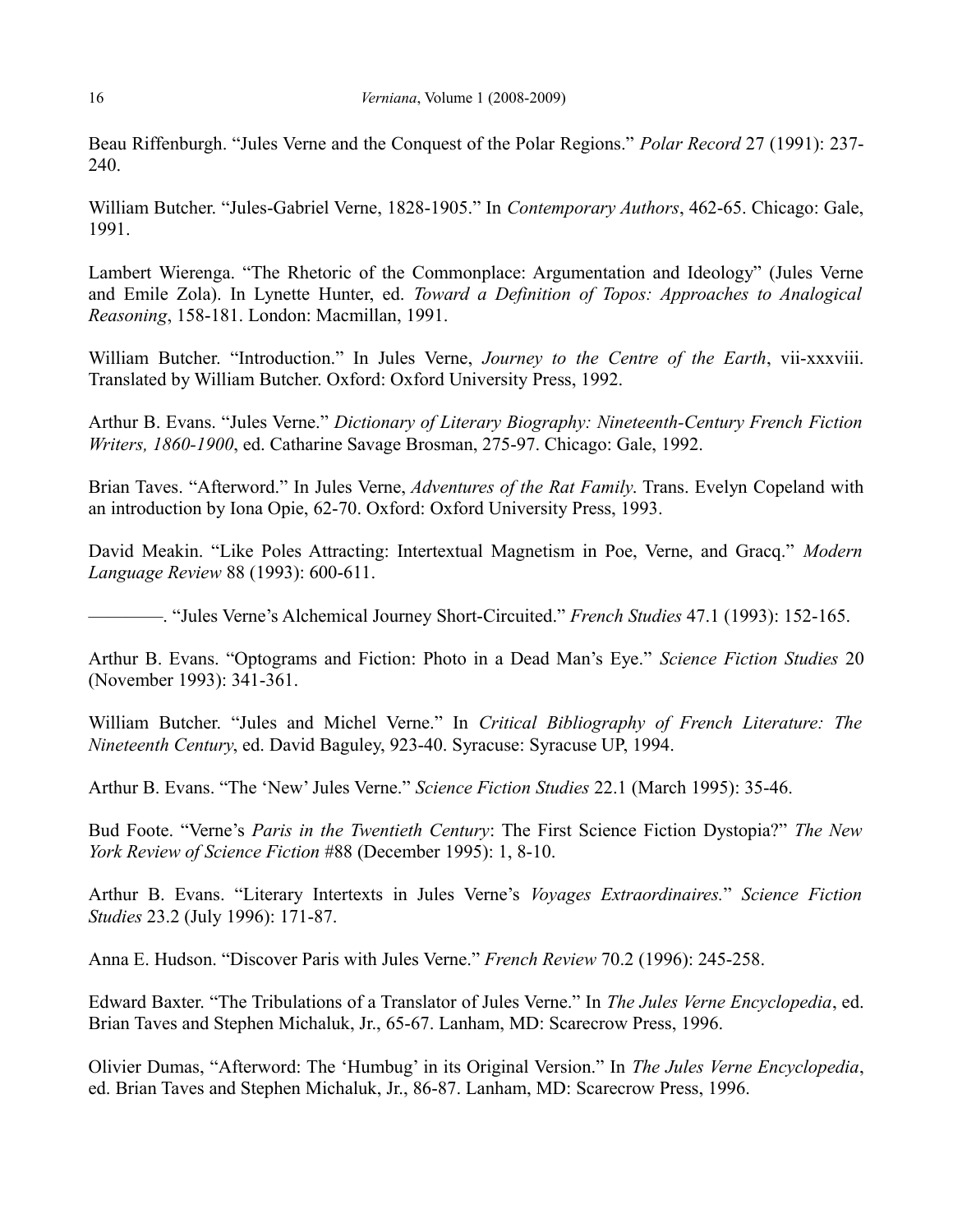Beau Riffenburgh. "Jules Verne and the Conquest of the Polar Regions." *Polar Record* 27 (1991): 237-240.

William Butcher. "Jules-Gabriel Verne, 1828-1905." In *Contemporary Authors*, 462-65. Chicago: Gale, 1991.

Lambert Wierenga. "The Rhetoric of the Commonplace: Argumentation and Ideology" (Jules Verne and Emile Zola). In Lynette Hunter, ed. *Toward a Definition of Topos: Approaches to Analogical Reasoning*, 158-181. London: Macmillan, 1991.

William Butcher. "Introduction." In Jules Verne, *Journey to the Centre of the Earth*, vii-xxxviii. Translated by William Butcher. Oxford: Oxford University Press, 1992.

Arthur B. Evans. "Jules Verne." *Dictionary of Literary Biography: Nineteenth-Century French Fiction Writers, 1860-1900*, ed. Catharine Savage Brosman, 275-97. Chicago: Gale, 1992.

Brian Taves. "Afterword." In Jules Verne, *Adventures of the Rat Family*. Trans. Evelyn Copeland with an introduction by Iona Opie, 62-70. Oxford: Oxford University Press, 1993.

David Meakin. "Like Poles Attracting: Intertextual Magnetism in Poe, Verne, and Gracq." *Modern Language Review* 88 (1993): 600-611.

————. "Jules Verne's Alchemical Journey Short-Circuited." *French Studies* 47.1 (1993): 152-165.

Arthur B. Evans. "Optograms and Fiction: Photo in a Dead Man's Eye." *Science Fiction Studies* 20 (November 1993): 341-361.

William Butcher. "Jules and Michel Verne." In *Critical Bibliography of French Literature: The Nineteenth Century*, ed. David Baguley, 923-40. Syracuse: Syracuse UP, 1994.

Arthur B. Evans. "The 'New' Jules Verne." *Science Fiction Studies* 22.1 (March 1995): 35-46.

Bud Foote. "Verne's *Paris in the Twentieth Century*: The First Science Fiction Dystopia?" *The New York Review of Science Fiction* #88 (December 1995): 1, 8-10.

Arthur B. Evans. "Literary Intertexts in Jules Verne's *Voyages Extraordinaires.*" *Science Fiction Studies* 23.2 (July 1996): 171-87.

Anna E. Hudson. "Discover Paris with Jules Verne." *French Review* 70.2 (1996): 245-258.

Edward Baxter. "The Tribulations of a Translator of Jules Verne." In *The Jules Verne Encyclopedia*, ed. Brian Taves and Stephen Michaluk, Jr., 65-67. Lanham, MD: Scarecrow Press, 1996.

Olivier Dumas, "Afterword: The 'Humbug' in its Original Version." In *The Jules Verne Encyclopedia*, ed. Brian Taves and Stephen Michaluk, Jr., 86-87. Lanham, MD: Scarecrow Press, 1996.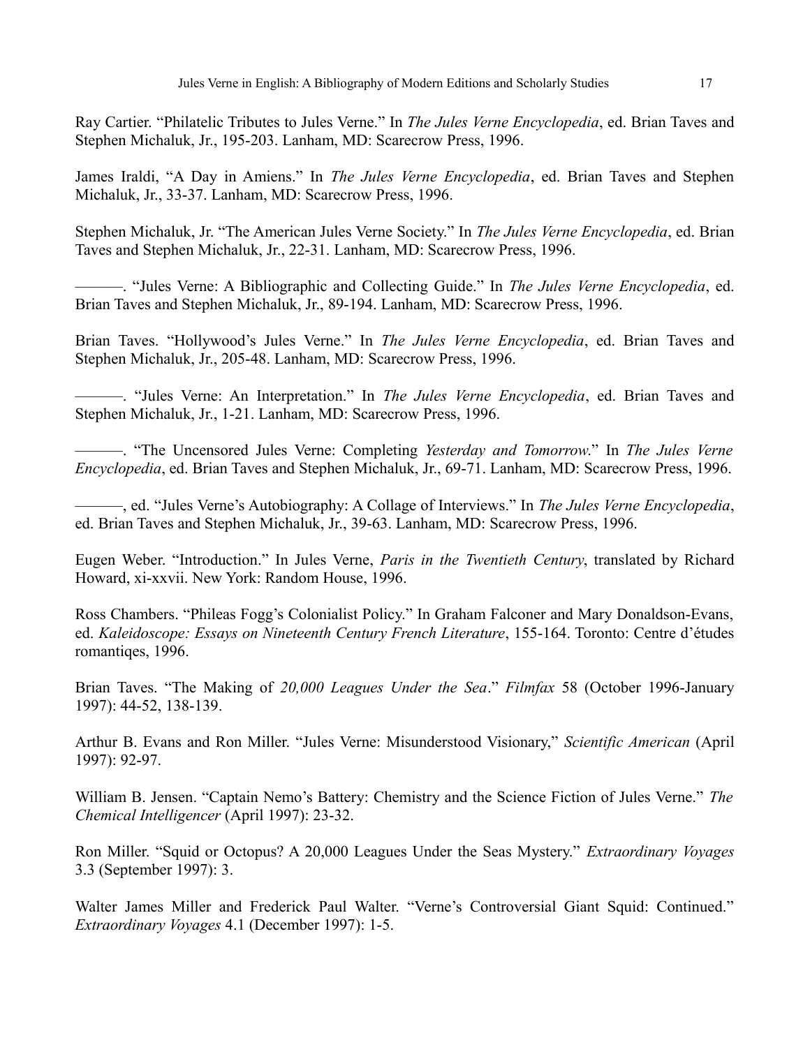Ray Cartier. “Philatelic Tributes to Jules Verne.” In *The Jules Verne Encyclopedia*, ed. Brian Taves and Stephen Michaluk, Jr., 195-203. Lanham, MD: Scarecrow Press, 1996.

James Iraldi, “A Day in Amiens.” In *The Jules Verne Encyclopedia*, ed. Brian Taves and Stephen Michaluk, Jr., 33-37. Lanham, MD: Scarecrow Press, 1996.

Stephen Michaluk, Jr. “The American Jules Verne Society.” In *The Jules Verne Encyclopedia*, ed. Brian Taves and Stephen Michaluk, Jr., 22-31. Lanham, MD: Scarecrow Press, 1996.

———. “Jules Verne: A Bibliographic and Collecting Guide.” In *The Jules Verne Encyclopedia*, ed. Brian Taves and Stephen Michaluk, Jr., 89-194. Lanham, MD: Scarecrow Press, 1996.

Brian Taves. “Hollywood’s Jules Verne.” In *The Jules Verne Encyclopedia*, ed. Brian Taves and Stephen Michaluk, Jr., 205-48. Lanham, MD: Scarecrow Press, 1996.

———. “Jules Verne: An Interpretation.” In *The Jules Verne Encyclopedia*, ed. Brian Taves and Stephen Michaluk, Jr., 1-21. Lanham, MD: Scarecrow Press, 1996.

———. “The Uncensored Jules Verne: Completing *Yesterday and Tomorrow*.” In *The Jules Verne Encyclopedia*, ed. Brian Taves and Stephen Michaluk, Jr., 69-71. Lanham, MD: Scarecrow Press, 1996.

———, ed. “Jules Verne’s Autobiography: A Collage of Interviews.” In *The Jules Verne Encyclopedia*, ed. Brian Taves and Stephen Michaluk, Jr., 39-63. Lanham, MD: Scarecrow Press, 1996.

Eugen Weber. “Introduction.” In Jules Verne, *Paris in the Twentieth Century*, translated by Richard Howard, xi-xxvii. New York: Random House, 1996.

Ross Chambers. “Phileas Fogg’s Colonialist Policy.” In Graham Falconer and Mary Donaldson-Evans, ed. *Kaleidoscope: Essays on Nineteenth Century French Literature*, 155-164. Toronto: Centre d’études romantiqes, 1996.

Brian Taves. “The Making of *20,000 Leagues Under the Sea*.” *Filmfax* 58 (October 1996-January 1997): 44-52, 138-139.

Arthur B. Evans and Ron Miller. “Jules Verne: Misunderstood Visionary,” *Scientific American* (April 1997): 92-97.

William B. Jensen. “Captain Nemo’s Battery: Chemistry and the Science Fiction of Jules Verne.” *The Chemical Intelligencer* (April 1997): 23-32.

Ron Miller. “Squid or Octopus? A 20,000 Leagues Under the Seas Mystery.” *Extraordinary Voyages* 3.3 (September 1997): 3.

Walter James Miller and Frederick Paul Walter. “Verne’s Controversial Giant Squid: Continued.” *Extraordinary Voyages* 4.1 (December 1997): 1-5.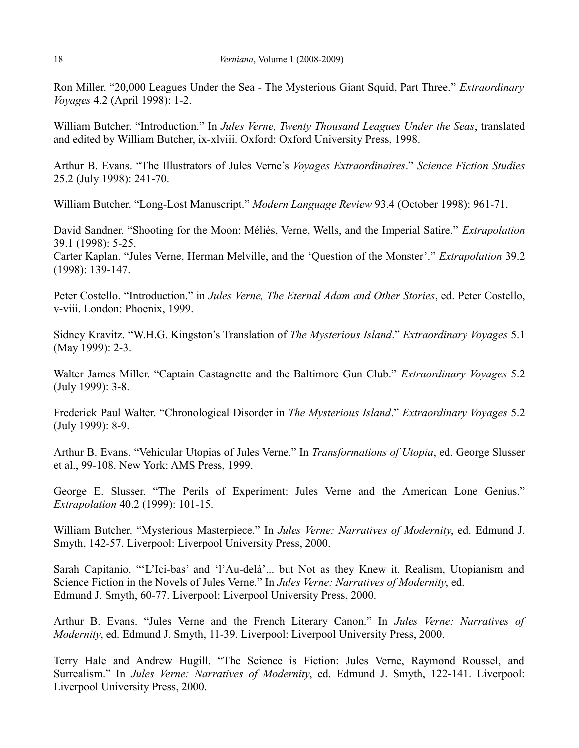Ron Miller. "20,000 Leagues Under the Sea - The Mysterious Giant Squid, Part Three." *Extraordinary Voyages* 4.2 (April 1998): 1-2.

William Butcher. "Introduction." In *Jules Verne, Twenty Thousand Leagues Under the Seas*, translated and edited by William Butcher, ix-xlviii. Oxford: Oxford University Press, 1998.

Arthur B. Evans. "The Illustrators of Jules Verne's *Voyages Extraordinaires*." *Science Fiction Studies* 25.2 (July 1998): 241-70.

William Butcher. "Long-Lost Manuscript." *Modern Language Review* 93.4 (October 1998): 961-71.

David Sandner. "Shooting for the Moon: Méliès, Verne, Wells, and the Imperial Satire." *Extrapolation* 39.1 (1998): 5-25.
Carter Kaplan. "Jules Verne, Herman Melville, and the 'Question of the Monster'." *Extrapolation* 39.2 (1998): 139-147.

Peter Costello. "Introduction." in *Jules Verne, The Eternal Adam and Other Stories*, ed. Peter Costello, v-viii. London: Phoenix, 1999.

Sidney Kravitz. "W.H.G. Kingston's Translation of *The Mysterious Island*." *Extraordinary Voyages* 5.1 (May 1999): 2-3.

Walter James Miller. "Captain Castagnette and the Baltimore Gun Club." *Extraordinary Voyages* 5.2 (July 1999): 3-8.

Frederick Paul Walter. "Chronological Disorder in *The Mysterious Island*." *Extraordinary Voyages* 5.2 (July 1999): 8-9.

Arthur B. Evans. "Vehicular Utopias of Jules Verne." In *Transformations of Utopia*, ed. George Slusser et al., 99-108. New York: AMS Press, 1999.

George E. Slusser. "The Perils of Experiment: Jules Verne and the American Lone Genius." *Extrapolation* 40.2 (1999): 101-15.

William Butcher. "Mysterious Masterpiece." In *Jules Verne: Narratives of Modernity*, ed. Edmund J. Smyth, 142-57. Liverpool: Liverpool University Press, 2000.

Sarah Capitanio. "'L'Ici-bas' and 'l'Au-delà'... but Not as they Knew it. Realism, Utopianism and Science Fiction in the Novels of Jules Verne." In *Jules Verne: Narratives of Modernity*, ed. Edmund J. Smyth, 60-77. Liverpool: Liverpool University Press, 2000.

Arthur B. Evans. "Jules Verne and the French Literary Canon." In *Jules Verne: Narratives of Modernity*, ed. Edmund J. Smyth, 11-39. Liverpool: Liverpool University Press, 2000.

Terry Hale and Andrew Hugill. "The Science is Fiction: Jules Verne, Raymond Roussel, and Surrealism." In *Jules Verne: Narratives of Modernity*, ed. Edmund J. Smyth, 122-141. Liverpool: Liverpool University Press, 2000.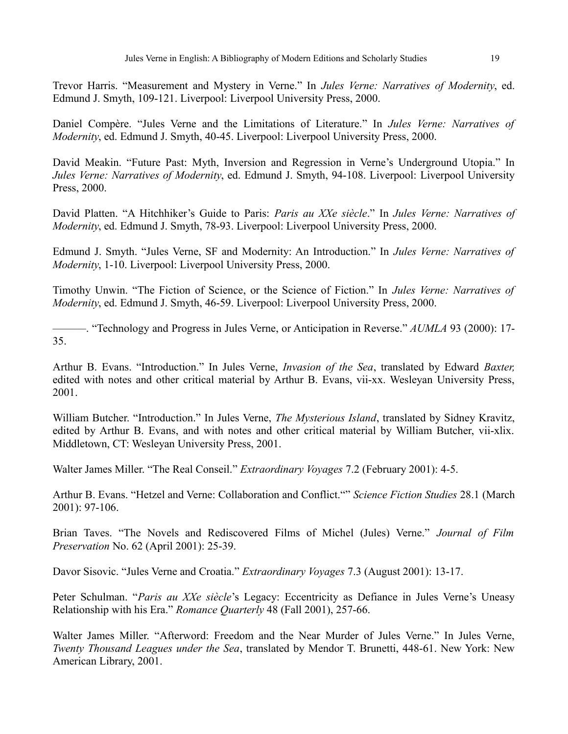Trevor Harris. "Measurement and Mystery in Verne." In *Jules Verne: Narratives of Modernity*, ed. Edmund J. Smyth, 109-121. Liverpool: Liverpool University Press, 2000.

Daniel Compère. "Jules Verne and the Limitations of Literature." In *Jules Verne: Narratives of Modernity*, ed. Edmund J. Smyth, 40-45. Liverpool: Liverpool University Press, 2000.

David Meakin. "Future Past: Myth, Inversion and Regression in Verne's Underground Utopia." In *Jules Verne: Narratives of Modernity*, ed. Edmund J. Smyth, 94-108. Liverpool: Liverpool University Press, 2000.

David Platten. "A Hitchhiker's Guide to Paris: *Paris au XXe siècle*." In *Jules Verne: Narratives of Modernity*, ed. Edmund J. Smyth, 78-93. Liverpool: Liverpool University Press, 2000.

Edmund J. Smyth. "Jules Verne, SF and Modernity: An Introduction." In *Jules Verne: Narratives of Modernity*, 1-10. Liverpool: Liverpool University Press, 2000.

Timothy Unwin. "The Fiction of Science, or the Science of Fiction." In *Jules Verne: Narratives of Modernity*, ed. Edmund J. Smyth, 46-59. Liverpool: Liverpool University Press, 2000.

———. "Technology and Progress in Jules Verne, or Anticipation in Reverse." *AUMLA* 93 (2000): 17-35.

Arthur B. Evans. "Introduction." In Jules Verne, *Invasion of the Sea*, translated by Edward *Baxter,* edited with notes and other critical material by Arthur B. Evans, vii-xx. Wesleyan University Press, 2001.

William Butcher. "Introduction." In Jules Verne, *The Mysterious Island*, translated by Sidney Kravitz, edited by Arthur B. Evans, and with notes and other critical material by William Butcher, vii-xlix. Middletown, CT: Wesleyan University Press, 2001.

Walter James Miller. "The Real Conseil." *Extraordinary Voyages* 7.2 (February 2001): 4-5.

Arthur B. Evans. "Hetzel and Verne: Collaboration and Conflict."" *Science Fiction Studies* 28.1 (March 2001): 97-106.

Brian Taves. "The Novels and Rediscovered Films of Michel (Jules) Verne." *Journal of Film Preservation* No. 62 (April 2001): 25-39.

Davor Sisovic. "Jules Verne and Croatia." *Extraordinary Voyages* 7.3 (August 2001): 13-17.

Peter Schulman. "*Paris au XXe siècle*'s Legacy: Eccentricity as Defiance in Jules Verne's Uneasy Relationship with his Era." *Romance Quarterly* 48 (Fall 2001), 257-66.

Walter James Miller. "Afterword: Freedom and the Near Murder of Jules Verne." In Jules Verne, *Twenty Thousand Leagues under the Sea*, translated by Mendor T. Brunetti, 448-61. New York: New American Library, 2001.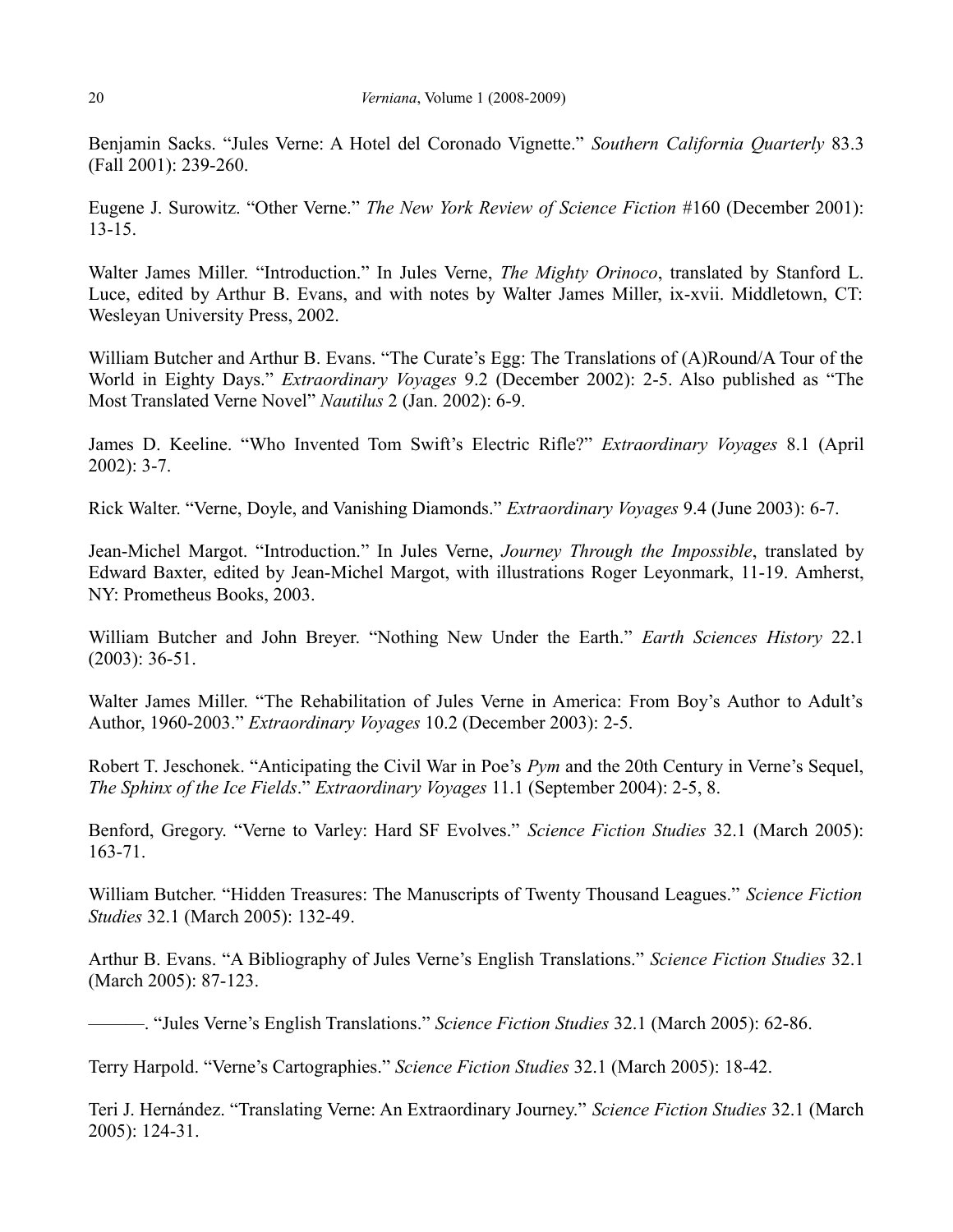Benjamin Sacks. “Jules Verne: A Hotel del Coronado Vignette.” *Southern California Quarterly* 83.3 (Fall 2001): 239-260.

Eugene J. Surowitz. “Other Verne.” *The New York Review of Science Fiction* #160 (December 2001): 13-15.

Walter James Miller. “Introduction.” In Jules Verne, *The Mighty Orinoco*, translated by Stanford L. Luce, edited by Arthur B. Evans, and with notes by Walter James Miller, ix-xvii. Middletown, CT: Wesleyan University Press, 2002.

William Butcher and Arthur B. Evans. “The Curate’s Egg: The Translations of (A)Round/A Tour of the World in Eighty Days.” *Extraordinary Voyages* 9.2 (December 2002): 2-5. Also published as “The Most Translated Verne Novel” *Nautilus* 2 (Jan. 2002): 6-9.

James D. Keeline. “Who Invented Tom Swift’s Electric Rifle?” *Extraordinary Voyages* 8.1 (April 2002): 3-7.

Rick Walter. “Verne, Doyle, and Vanishing Diamonds.” *Extraordinary Voyages* 9.4 (June 2003): 6-7.

Jean-Michel Margot. “Introduction.” In Jules Verne, *Journey Through the Impossible*, translated by Edward Baxter, edited by Jean-Michel Margot, with illustrations Roger Leyonmark, 11-19. Amherst, NY: Prometheus Books, 2003.

William Butcher and John Breyer. “Nothing New Under the Earth.” *Earth Sciences History* 22.1 (2003): 36-51.

Walter James Miller. “The Rehabilitation of Jules Verne in America: From Boy’s Author to Adult’s Author, 1960-2003.” *Extraordinary Voyages* 10.2 (December 2003): 2-5.

Robert T. Jeschonek. “Anticipating the Civil War in Poe’s *Pym* and the 20th Century in Verne’s Sequel, *The Sphinx of the Ice Fields*.” *Extraordinary Voyages* 11.1 (September 2004): 2-5, 8.

Benford, Gregory. “Verne to Varley: Hard SF Evolves.” *Science Fiction Studies* 32.1 (March 2005): 163-71.

William Butcher. “Hidden Treasures: The Manuscripts of Twenty Thousand Leagues.” *Science Fiction Studies* 32.1 (March 2005): 132-49.

Arthur B. Evans. “A Bibliography of Jules Verne’s English Translations.” *Science Fiction Studies* 32.1 (March 2005): 87-123.

———. “Jules Verne’s English Translations.” *Science Fiction Studies* 32.1 (March 2005): 62-86.

Terry Harpold. “Verne’s Cartographies.” *Science Fiction Studies* 32.1 (March 2005): 18-42.

Teri J. Hernández. “Translating Verne: An Extraordinary Journey.” *Science Fiction Studies* 32.1 (March 2005): 124-31.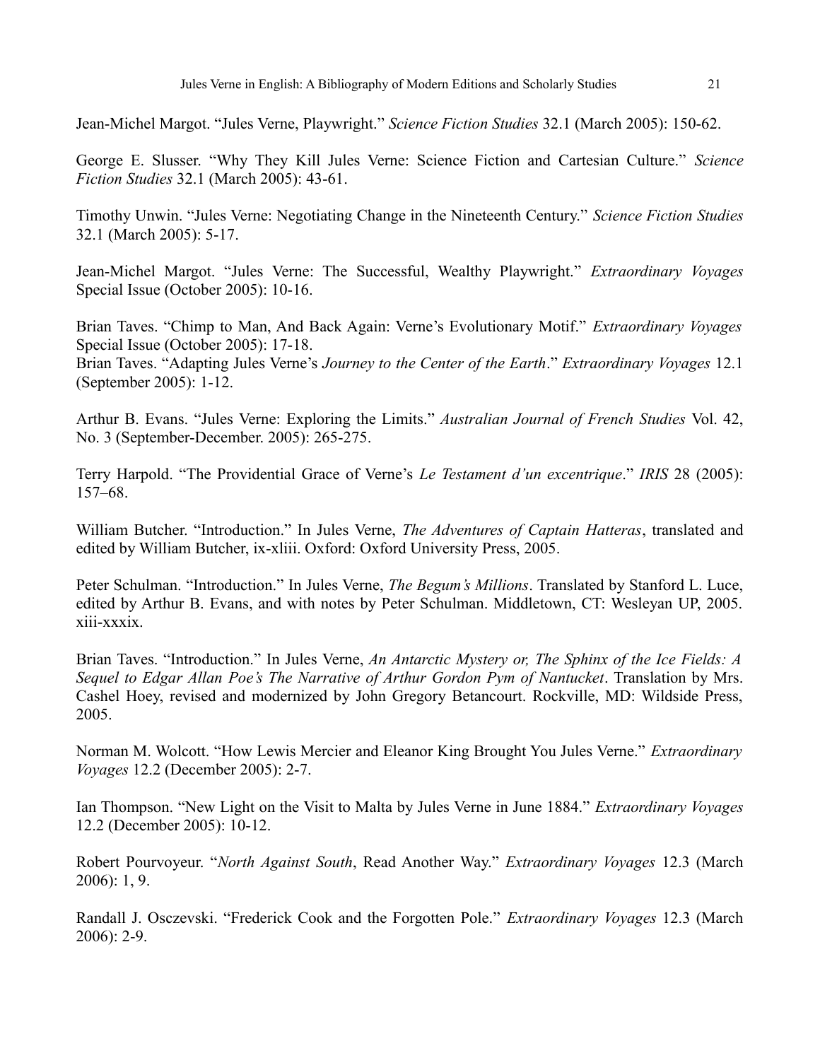Jean-Michel Margot. "Jules Verne, Playwright." *Science Fiction Studies* 32.1 (March 2005): 150-62.

George E. Slusser. "Why They Kill Jules Verne: Science Fiction and Cartesian Culture." *Science Fiction Studies* 32.1 (March 2005): 43-61.

Timothy Unwin. "Jules Verne: Negotiating Change in the Nineteenth Century." *Science Fiction Studies* 32.1 (March 2005): 5-17.

Jean-Michel Margot. "Jules Verne: The Successful, Wealthy Playwright." *Extraordinary Voyages* Special Issue (October 2005): 10-16.

Brian Taves. "Chimp to Man, And Back Again: Verne's Evolutionary Motif." *Extraordinary Voyages* Special Issue (October 2005): 17-18.
Brian Taves. "Adapting Jules Verne's *Journey to the Center of the Earth*." *Extraordinary Voyages* 12.1 (September 2005): 1-12.

Arthur B. Evans. "Jules Verne: Exploring the Limits." *Australian Journal of French Studies* Vol. 42, No. 3 (September-December. 2005): 265-275.

Terry Harpold. "The Providential Grace of Verne's *Le Testament d'un excentrique*." *IRIS* 28 (2005): 157–68.

William Butcher. "Introduction." In Jules Verne, *The Adventures of Captain Hatteras*, translated and edited by William Butcher, ix-xliii. Oxford: Oxford University Press, 2005.

Peter Schulman. "Introduction." In Jules Verne, *The Begum's Millions*. Translated by Stanford L. Luce, edited by Arthur B. Evans, and with notes by Peter Schulman. Middletown, CT: Wesleyan UP, 2005. xiii-xxxix.

Brian Taves. "Introduction." In Jules Verne, *An Antarctic Mystery or, The Sphinx of the Ice Fields: A Sequel to Edgar Allan Poe's The Narrative of Arthur Gordon Pym of Nantucket*. Translation by Mrs. Cashel Hoey, revised and modernized by John Gregory Betancourt. Rockville, MD: Wildside Press, 2005.

Norman M. Wolcott. "How Lewis Mercier and Eleanor King Brought You Jules Verne." *Extraordinary Voyages* 12.2 (December 2005): 2-7.

Ian Thompson. "New Light on the Visit to Malta by Jules Verne in June 1884." *Extraordinary Voyages* 12.2 (December 2005): 10-12.

Robert Pourvoyeur. "*North Against South*, Read Another Way." *Extraordinary Voyages* 12.3 (March 2006): 1, 9.

Randall J. Osczevski. "Frederick Cook and the Forgotten Pole." *Extraordinary Voyages* 12.3 (March 2006): 2-9.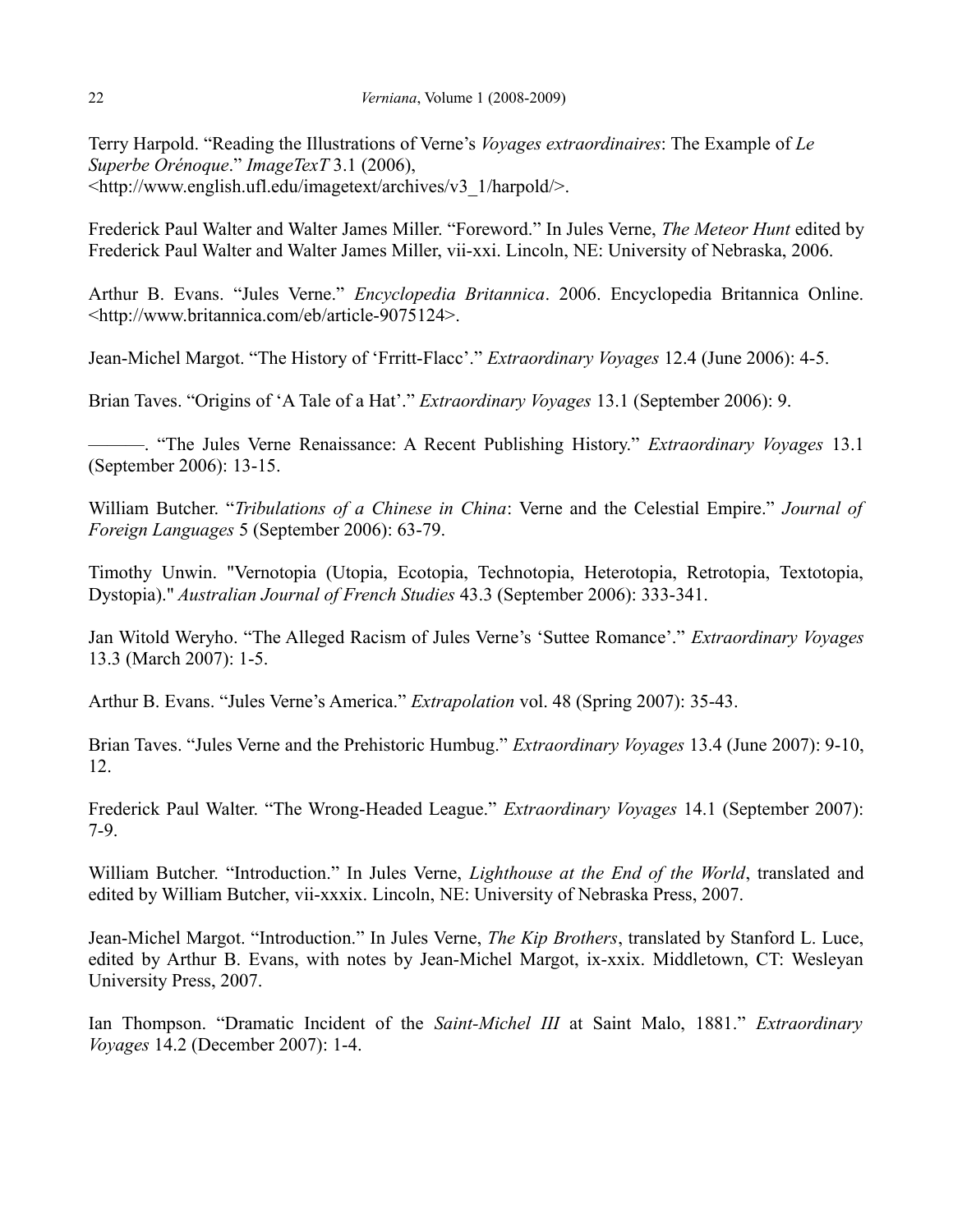Terry Harpold. “Reading the Illustrations of Verne’s *Voyages extraordinaires*: The Example of *Le Superbe Orénoque*.” *ImageTexT* 3.1 (2006), <http://www.english.ufl.edu/imagetext/archives/v3_1/harpold/>.

Frederick Paul Walter and Walter James Miller. “Foreword.” In Jules Verne, *The Meteor Hunt* edited by Frederick Paul Walter and Walter James Miller, vii-xxi. Lincoln, NE: University of Nebraska, 2006.

Arthur B. Evans. “Jules Verne.” *Encyclopedia Britannica*. 2006. Encyclopedia Britannica Online. <http://www.britannica.com/eb/article-9075124>.

Jean-Michel Margot. “The History of ‘Frritt-Flacc’.” *Extraordinary Voyages* 12.4 (June 2006): 4-5.

Brian Taves. “Origins of ‘A Tale of a Hat’.” *Extraordinary Voyages* 13.1 (September 2006): 9.

———. “The Jules Verne Renaissance: A Recent Publishing History.” *Extraordinary Voyages* 13.1 (September 2006): 13-15.

William Butcher. “*Tribulations of a Chinese in China*: Verne and the Celestial Empire.” *Journal of Foreign Languages* 5 (September 2006): 63-79.

Timothy Unwin. "Vernotopia (Utopia, Ecotopia, Technotopia, Heterotopia, Retrotopia, Textotopia, Dystopia)." *Australian Journal of French Studies* 43.3 (September 2006): 333-341.

Jan Witold Weryho. “The Alleged Racism of Jules Verne’s ‘Suttee Romance’.” *Extraordinary Voyages* 13.3 (March 2007): 1-5.

Arthur B. Evans. “Jules Verne’s America.” *Extrapolation* vol. 48 (Spring 2007): 35-43.

Brian Taves. “Jules Verne and the Prehistoric Humbug.” *Extraordinary Voyages* 13.4 (June 2007): 9-10, 12.

Frederick Paul Walter. “The Wrong-Headed League.” *Extraordinary Voyages* 14.1 (September 2007): 7-9.

William Butcher. “Introduction.” In Jules Verne, *Lighthouse at the End of the World*, translated and edited by William Butcher, vii-xxxix. Lincoln, NE: University of Nebraska Press, 2007.

Jean-Michel Margot. “Introduction.” In Jules Verne, *The Kip Brothers*, translated by Stanford L. Luce, edited by Arthur B. Evans, with notes by Jean-Michel Margot, ix-xxix. Middletown, CT: Wesleyan University Press, 2007.

Ian Thompson. “Dramatic Incident of the *Saint-Michel III* at Saint Malo, 1881.” *Extraordinary Voyages* 14.2 (December 2007): 1-4.